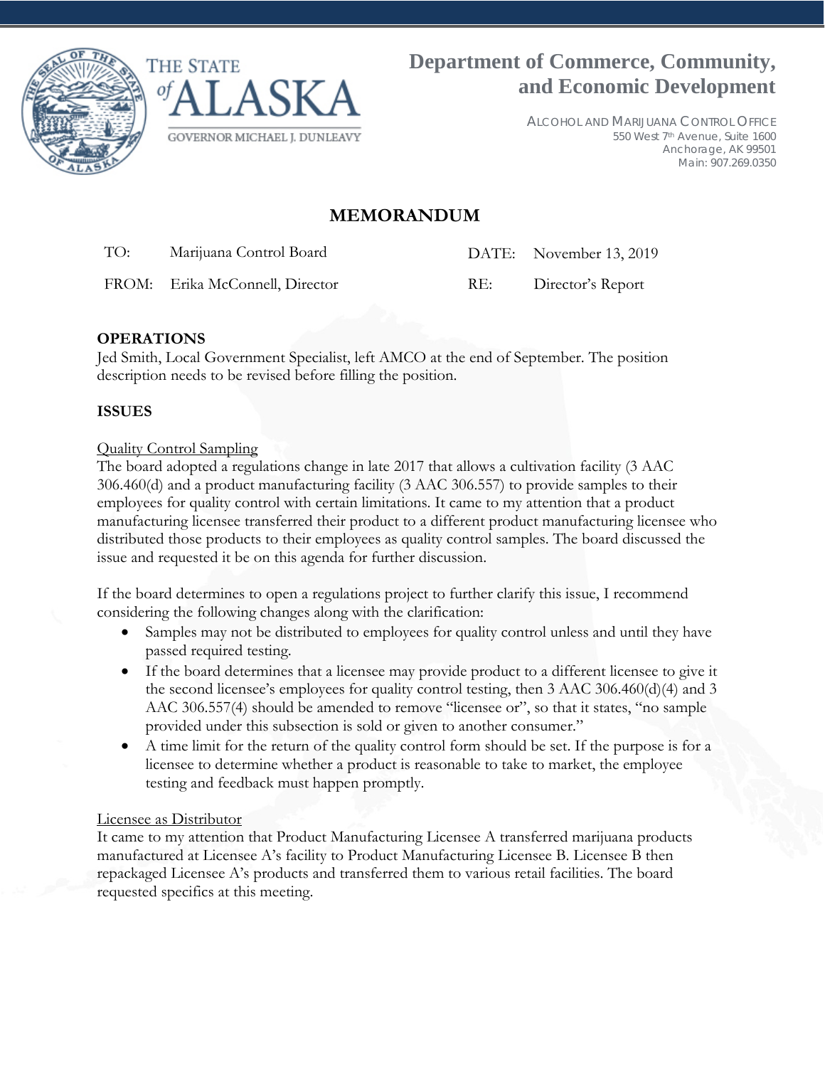THE STATE *of* ALASKA

GOVERNOR MICHAEL J. DUNLEAVY

## Department of Commerce, Community, and Economic Development

ALCOHOL AND MARIJUANA CONTROL OFFICE
550 West 7th Avenue, Suite 1600
Anchorage, AK 99501
Main: 907.269.0350

# MEMORANDUM

| | | | |
|---|---|---|---|
| TO: | Marijuana Control Board | DATE: | November 13, 2019 |
| FROM: | Erika McConnell, Director | RE: | Director's Report |

**OPERATIONS**

Jed Smith, Local Government Specialist, left AMCO at the end of September. The position description needs to be revised before filling the position.

**ISSUES**

Quality Control Sampling

The board adopted a regulations change in late 2017 that allows a cultivation facility (3 AAC 306.460(d) and a product manufacturing facility (3 AAC 306.557) to provide samples to their employees for quality control with certain limitations. It came to my attention that a product manufacturing licensee transferred their product to a different product manufacturing licensee who distributed those products to their employees as quality control samples. The board discussed the issue and requested it be on this agenda for further discussion.

If the board determines to open a regulations project to further clarify this issue, I recommend considering the following changes along with the clarification:

- Samples may not be distributed to employees for quality control unless and until they have passed required testing.
- If the board determines that a licensee may provide product to a different licensee to give it the second licensee's employees for quality control testing, then 3 AAC 306.460(d)(4) and 3 AAC 306.557(4) should be amended to remove "licensee or", so that it states, "no sample provided under this subsection is sold or given to another consumer."
- A time limit for the return of the quality control form should be set. If the purpose is for a licensee to determine whether a product is reasonable to take to market, the employee testing and feedback must happen promptly.

Licensee as Distributor

It came to my attention that Product Manufacturing Licensee A transferred marijuana products manufactured at Licensee A's facility to Product Manufacturing Licensee B. Licensee B then repackaged Licensee A's products and transferred them to various retail facilities. The board requested specifics at this meeting.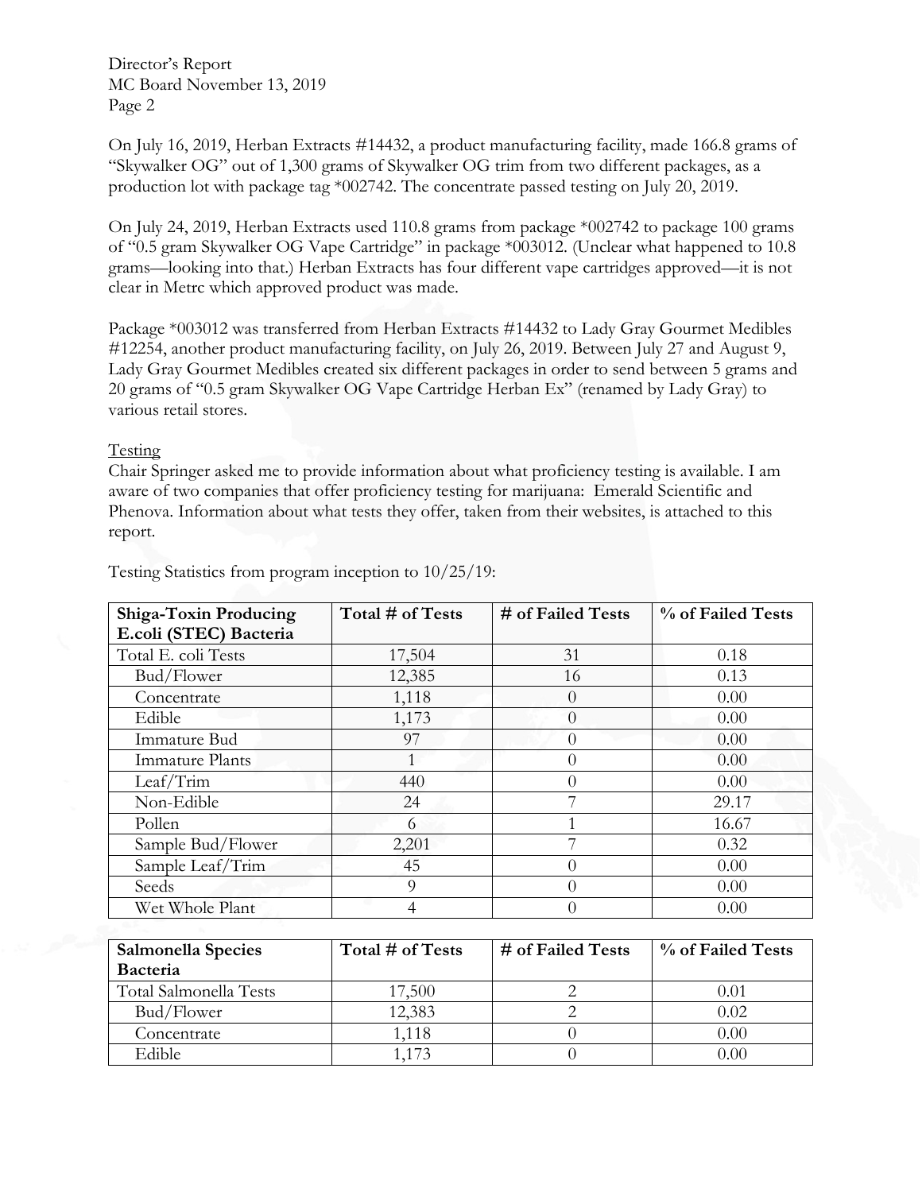On July 16, 2019, Herban Extracts #14432, a product manufacturing facility, made 166.8 grams of "Skywalker OG" out of 1,300 grams of Skywalker OG trim from two different packages, as a production lot with package tag *002742. The concentrate passed testing on July 20, 2019.

On July 24, 2019, Herban Extracts used 110.8 grams from package *002742 to package 100 grams of "0.5 gram Skywalker OG Vape Cartridge" in package *003012. (Unclear what happened to 10.8 grams—looking into that.) Herban Extracts has four different vape cartridges approved—it is not clear in Metrc which approved product was made.

Package *003012 was transferred from Herban Extracts #14432 to Lady Gray Gourmet Medibles #12254, another product manufacturing facility, on July 26, 2019. Between July 27 and August 9, Lady Gray Gourmet Medibles created six different packages in order to send between 5 grams and 20 grams of "0.5 gram Skywalker OG Vape Cartridge Herban Ex" (renamed by Lady Gray) to various retail stores.

Testing

Chair Springer asked me to provide information about what proficiency testing is available. I am aware of two companies that offer proficiency testing for marijuana: Emerald Scientific and Phenova. Information about what tests they offer, taken from their websites, is attached to this report.

Testing Statistics from program inception to 10/25/19:

| **Shiga-Toxin Producing E.coli (STEC) Bacteria** | **Total # of Tests** | **# of Failed Tests** | **% of Failed Tests** |
|---|---|---|---|
| Total E. coli Tests | 17,504 | 31 | 0.18 |
| Bud/Flower | 12,385 | 16 | 0.13 |
| Concentrate | 1,118 | 0 | 0.00 |
| Edible | 1,173 | 0 | 0.00 |
| Immature Bud | 97 | 0 | 0.00 |
| Immature Plants | 1 | 0 | 0.00 |
| Leaf/Trim | 440 | 0 | 0.00 |
| Non-Edible | 24 | 7 | 29.17 |
| Pollen | 6 | 1 | 16.67 |
| Sample Bud/Flower | 2,201 | 7 | 0.32 |
| Sample Leaf/Trim | 45 | 0 | 0.00 |
| Seeds | 9 | 0 | 0.00 |
| Wet Whole Plant | 4 | 0 | 0.00 |

| **Salmonella Species Bacteria** | **Total # of Tests** | **# of Failed Tests** | **% of Failed Tests** |
|---|---|---|---|
| Total Salmonella Tests | 17,500 | 2 | 0.01 |
| Bud/Flower | 12,383 | 2 | 0.02 |
| Concentrate | 1,118 | 0 | 0.00 |
| Edible | 1,173 | 0 | 0.00 |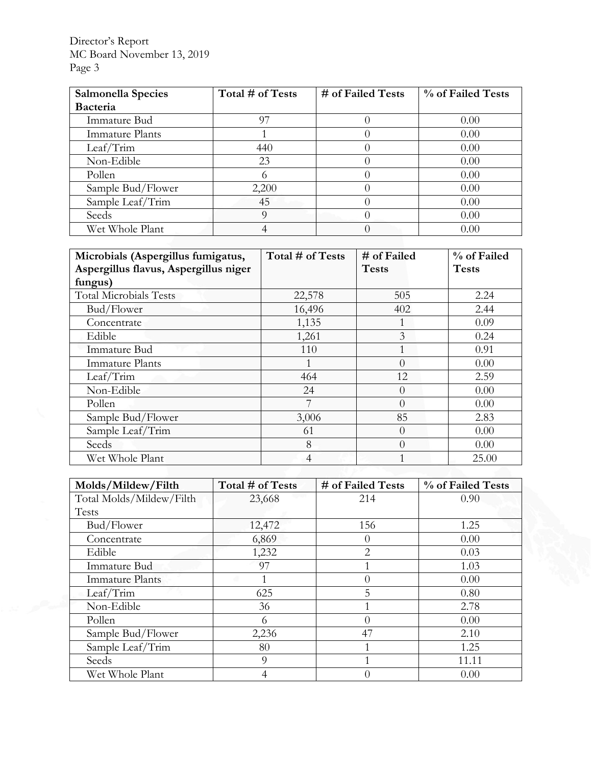| Salmonella Species Bacteria | Total # of Tests | # of Failed Tests | % of Failed Tests |
|---|---|---|---|
| Immature Bud | 97 | 0 | 0.00 |
| Immature Plants | 1 | 0 | 0.00 |
| Leaf/Trim | 440 | 0 | 0.00 |
| Non-Edible | 23 | 0 | 0.00 |
| Pollen | 6 | 0 | 0.00 |
| Sample Bud/Flower | 2,200 | 0 | 0.00 |
| Sample Leaf/Trim | 45 | 0 | 0.00 |
| Seeds | 9 | 0 | 0.00 |
| Wet Whole Plant | 4 | 0 | 0.00 |

| Microbials (Aspergillus fumigatus, Aspergillus flavus, Aspergillus niger fungus) | Total # of Tests | # of Failed Tests | % of Failed Tests |
|---|---|---|---|
| Total Microbials Tests | 22,578 | 505 | 2.24 |
| Bud/Flower | 16,496 | 402 | 2.44 |
| Concentrate | 1,135 | 1 | 0.09 |
| Edible | 1,261 | 3 | 0.24 |
| Immature Bud | 110 | 1 | 0.91 |
| Immature Plants | 1 | 0 | 0.00 |
| Leaf/Trim | 464 | 12 | 2.59 |
| Non-Edible | 24 | 0 | 0.00 |
| Pollen | 7 | 0 | 0.00 |
| Sample Bud/Flower | 3,006 | 85 | 2.83 |
| Sample Leaf/Trim | 61 | 0 | 0.00 |
| Seeds | 8 | 0 | 0.00 |
| Wet Whole Plant | 4 | 1 | 25.00 |

| Molds/Mildew/Filth | Total # of Tests | # of Failed Tests | % of Failed Tests |
|---|---|---|---|
| Total Molds/Mildew/Filth Tests | 23,668 | 214 | 0.90 |
| Bud/Flower | 12,472 | 156 | 1.25 |
| Concentrate | 6,869 | 0 | 0.00 |
| Edible | 1,232 | 2 | 0.03 |
| Immature Bud | 97 | 1 | 1.03 |
| Immature Plants | 1 | 0 | 0.00 |
| Leaf/Trim | 625 | 5 | 0.80 |
| Non-Edible | 36 | 1 | 2.78 |
| Pollen | 6 | 0 | 0.00 |
| Sample Bud/Flower | 2,236 | 47 | 2.10 |
| Sample Leaf/Trim | 80 | 1 | 1.25 |
| Seeds | 9 | 1 | 11.11 |
| Wet Whole Plant | 4 | 0 | 0.00 |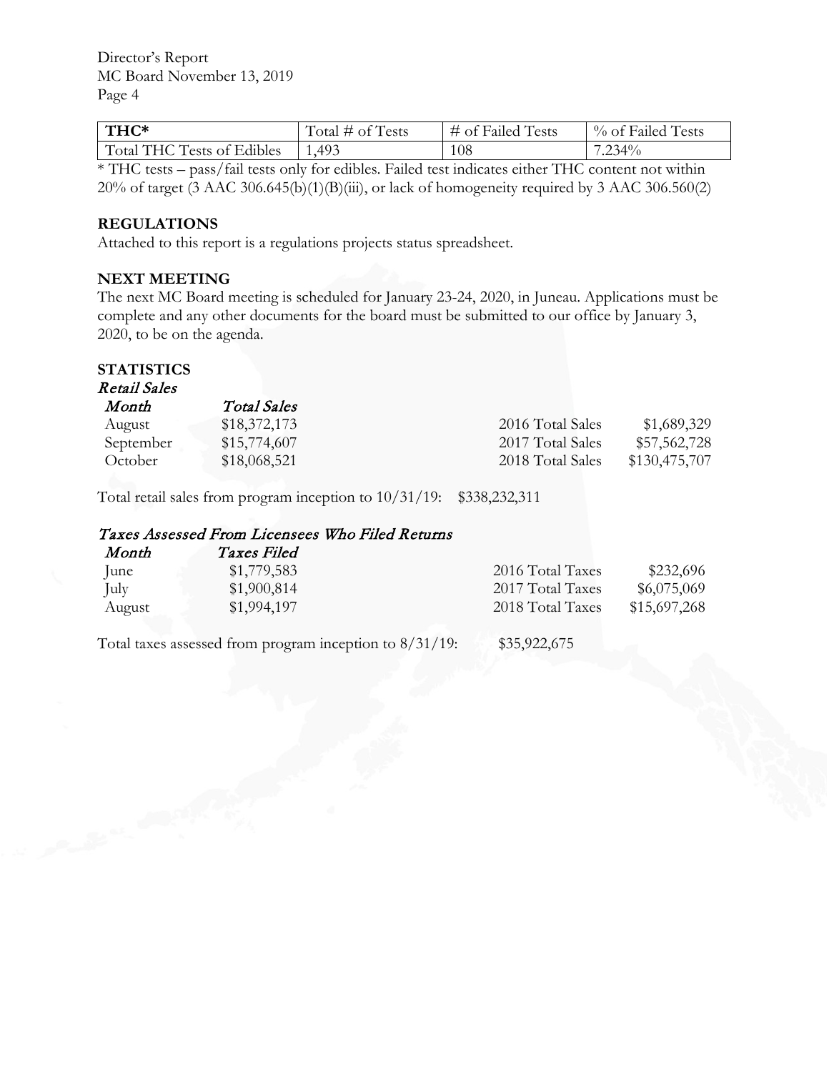| THC* | Total # of Tests | # of Failed Tests | % of Failed Tests |
|---|---|---|---|
| Total THC Tests of Edibles | 1,493 | 108 | 7.234% |

* THC tests – pass/fail tests only for edibles. Failed test indicates either THC content not within 20% of target (3 AAC 306.645(b)(1)(B)(iii), or lack of homogeneity required by 3 AAC 306.560(2)

## REGULATIONS

Attached to this report is a regulations projects status spreadsheet.

## NEXT MEETING

The next MC Board meeting is scheduled for January 23-24, 2020, in Juneau. Applications must be complete and any other documents for the board must be submitted to our office by January 3, 2020, to be on the agenda.

## STATISTICS

### *Retail Sales*

| *Month* | *Total Sales* |
|---|---|
| August | $18,372,173 |
| September | $15,774,607 |
| October | $18,068,521 |

| | |
|---|---|
| 2016 Total Sales | $1,689,329 |
| 2017 Total Sales | $57,562,728 |
| 2018 Total Sales | $130,475,707 |

Total retail sales from program inception to 10/31/19: $338,232,311

### *Taxes Assessed From Licensees Who Filed Returns*

| *Month* | *Taxes Filed* |
|---|---|
| June | $1,779,583 |
| July | $1,900,814 |
| August | $1,994,197 |

| | |
|---|---|
| 2016 Total Taxes | $232,696 |
| 2017 Total Taxes | $6,075,069 |
| 2018 Total Taxes | $15,697,268 |

Total taxes assessed from program inception to 8/31/19: $35,922,675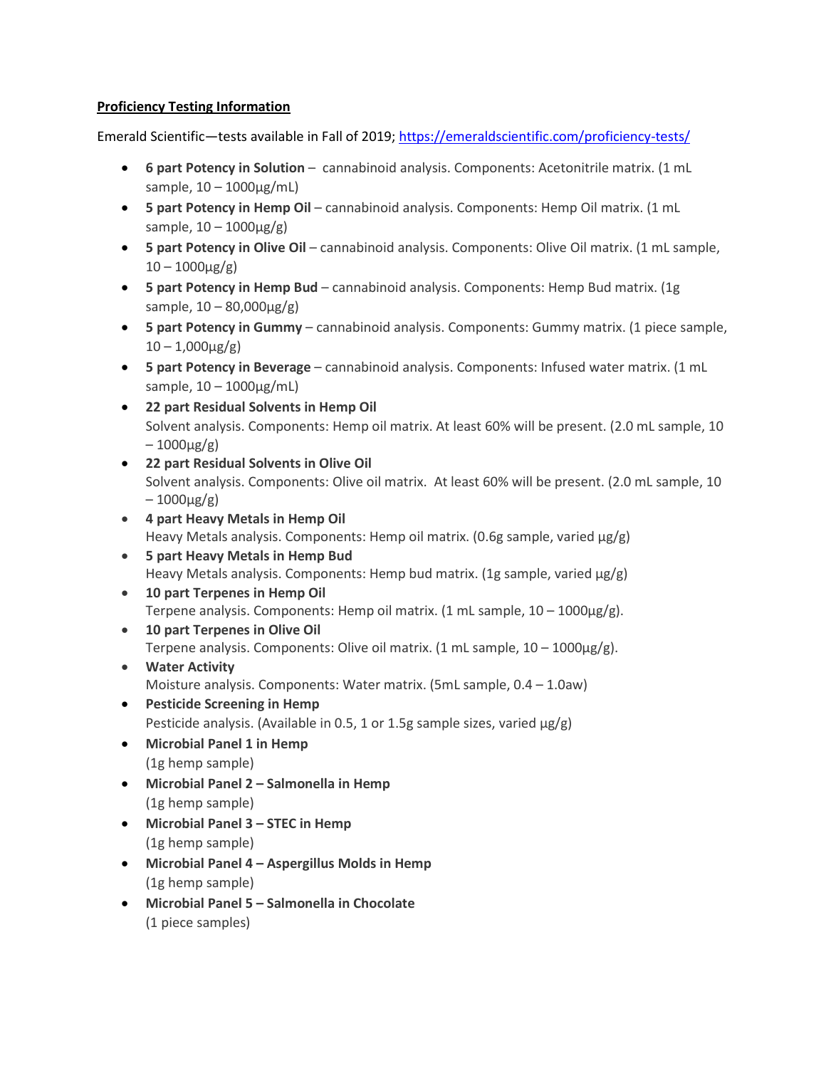**<u>Proficiency Testing Information</u>**

Emerald Scientific—tests available in Fall of 2019; [https://emeraldscientific.com/proficiency-tests/](https://emeraldscientific.com/proficiency-tests/)

- **6 part Potency in Solution** – cannabinoid analysis. Components: Acetonitrile matrix. (1 mL sample, 10 – 1000µg/mL)
- **5 part Potency in Hemp Oil** – cannabinoid analysis. Components: Hemp Oil matrix. (1 mL sample, 10 – 1000µg/g)
- **5 part Potency in Olive Oil** – cannabinoid analysis. Components: Olive Oil matrix. (1 mL sample, 10 – 1000µg/g)
- **5 part Potency in Hemp Bud** – cannabinoid analysis. Components: Hemp Bud matrix. (1g sample, 10 – 80,000µg/g)
- **5 part Potency in Gummy** – cannabinoid analysis. Components: Gummy matrix. (1 piece sample, 10 – 1,000µg/g)
- **5 part Potency in Beverage** – cannabinoid analysis. Components: Infused water matrix. (1 mL sample, 10 – 1000µg/mL)
- **22 part Residual Solvents in Hemp Oil**
  Solvent analysis. Components: Hemp oil matrix. At least 60% will be present. (2.0 mL sample, 10 – 1000µg/g)
- **22 part Residual Solvents in Olive Oil**
  Solvent analysis. Components: Olive oil matrix. At least 60% will be present. (2.0 mL sample, 10 – 1000µg/g)
- **4 part Heavy Metals in Hemp Oil**
  Heavy Metals analysis. Components: Hemp oil matrix. (0.6g sample, varied µg/g)
- **5 part Heavy Metals in Hemp Bud**
  Heavy Metals analysis. Components: Hemp bud matrix. (1g sample, varied µg/g)
- **10 part Terpenes in Hemp Oil**
  Terpene analysis. Components: Hemp oil matrix. (1 mL sample, 10 – 1000µg/g).
- **10 part Terpenes in Olive Oil**
  Terpene analysis. Components: Olive oil matrix. (1 mL sample, 10 – 1000µg/g).
- **Water Activity**
  Moisture analysis. Components: Water matrix. (5mL sample, 0.4 – 1.0aw)
- **Pesticide Screening in Hemp**
  Pesticide analysis. (Available in 0.5, 1 or 1.5g sample sizes, varied µg/g)
- **Microbial Panel 1 in Hemp**
  (1g hemp sample)
- **Microbial Panel 2 – Salmonella in Hemp**
  (1g hemp sample)
- **Microbial Panel 3 – STEC in Hemp**
  (1g hemp sample)
- **Microbial Panel 4 – Aspergillus Molds in Hemp**
  (1g hemp sample)
- **Microbial Panel 5 – Salmonella in Chocolate**
  (1 piece samples)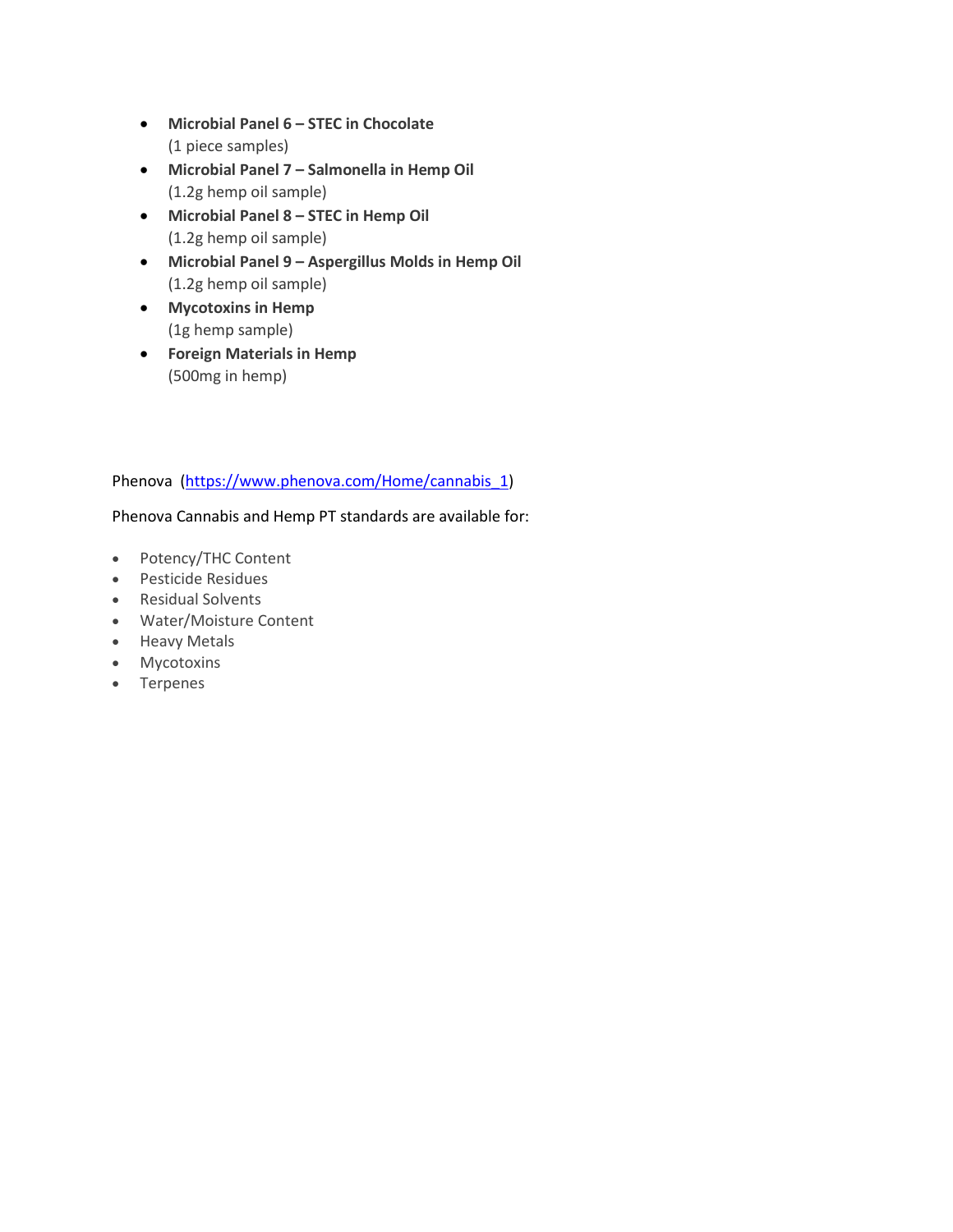- **Microbial Panel 6 – STEC in Chocolate**
  (1 piece samples)
- **Microbial Panel 7 – Salmonella in Hemp Oil**
  (1.2g hemp oil sample)
- **Microbial Panel 8 – STEC in Hemp Oil**
  (1.2g hemp oil sample)
- **Microbial Panel 9 – Aspergillus Molds in Hemp Oil**
  (1.2g hemp oil sample)
- **Mycotoxins in Hemp**
  (1g hemp sample)
- **Foreign Materials in Hemp**
  (500mg in hemp)

Phenova ([https://www.phenova.com/Home/cannabis_1](https://www.phenova.com/Home/cannabis_1))

Phenova Cannabis and Hemp PT standards are available for:

- Potency/THC Content
- Pesticide Residues
- Residual Solvents
- Water/Moisture Content
- Heavy Metals
- Mycotoxins
- Terpenes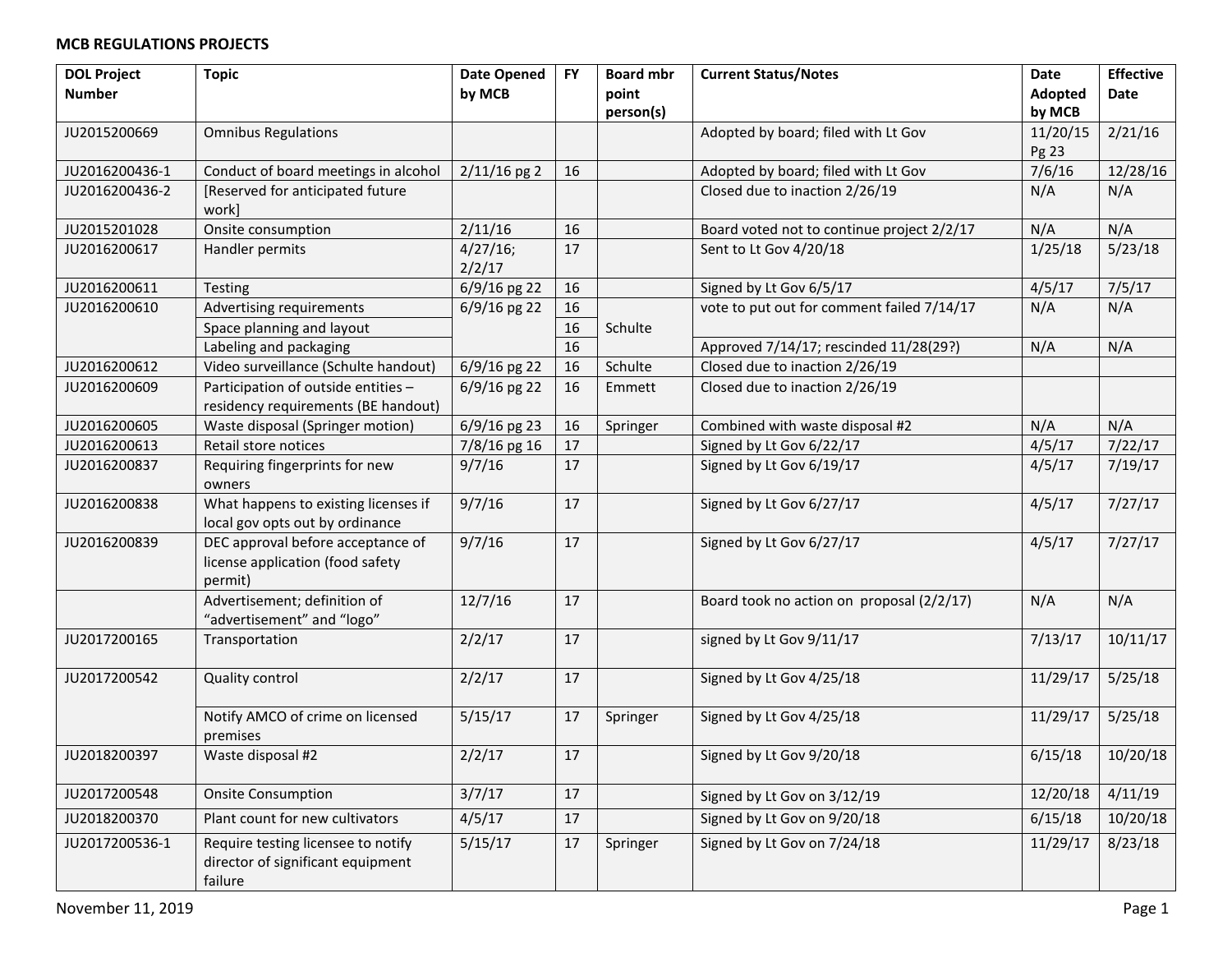**MCB REGULATIONS PROJECTS**

| DOL Project Number | Topic | Date Opened by MCB | FY | Board mbr point person(s) | Current Status/Notes | Date Adopted by MCB | Effective Date |
|---|---|---|---|---|---|---|---|
| JU2015200669 | Omnibus Regulations | | | | Adopted by board; filed with Lt Gov | 11/20/15 Pg 23 | 2/21/16 |
| JU2016200436-1 | Conduct of board meetings in alcohol | 2/11/16 pg 2 | 16 | | Adopted by board; filed with Lt Gov | 7/6/16 | 12/28/16 |
| JU2016200436-2 | [Reserved for anticipated future work] | | | | Closed due to inaction 2/26/19 | N/A | N/A |
| JU2015201028 | Onsite consumption | 2/11/16 | 16 | | Board voted not to continue project 2/2/17 | N/A | N/A |
| JU2016200617 | Handler permits | 4/27/16; 2/2/17 | 17 | | Sent to Lt Gov 4/20/18 | 1/25/18 | 5/23/18 |
| JU2016200611 | Testing | 6/9/16 pg 22 | 16 | | Signed by Lt Gov 6/5/17 | 4/5/17 | 7/5/17 |
| JU2016200610 | Advertising requirements | 6/9/16 pg 22 | 16 | | vote to put out for comment failed 7/14/17 | N/A | N/A |
| | Space planning and layout | | 16 | Schulte | | | |
| | Labeling and packaging | | 16 | | Approved 7/14/17; rescinded 11/28(29?) | N/A | N/A |
| JU2016200612 | Video surveillance (Schulte handout) | 6/9/16 pg 22 | 16 | Schulte | Closed due to inaction 2/26/19 | | |
| JU2016200609 | Participation of outside entities – residency requirements (BE handout) | 6/9/16 pg 22 | 16 | Emmett | Closed due to inaction 2/26/19 | | |
| JU2016200605 | Waste disposal (Springer motion) | 6/9/16 pg 23 | 16 | Springer | Combined with waste disposal #2 | N/A | N/A |
| JU2016200613 | Retail store notices | 7/8/16 pg 16 | 17 | | Signed by Lt Gov 6/22/17 | 4/5/17 | 7/22/17 |
| JU2016200837 | Requiring fingerprints for new owners | 9/7/16 | 17 | | Signed by Lt Gov 6/19/17 | 4/5/17 | 7/19/17 |
| JU2016200838 | What happens to existing licenses if local gov opts out by ordinance | 9/7/16 | 17 | | Signed by Lt Gov 6/27/17 | 4/5/17 | 7/27/17 |
| JU2016200839 | DEC approval before acceptance of license application (food safety permit) | 9/7/16 | 17 | | Signed by Lt Gov 6/27/17 | 4/5/17 | 7/27/17 |
| | Advertisement; definition of "advertisement" and "logo" | 12/7/16 | 17 | | Board took no action on proposal (2/2/17) | N/A | N/A |
| JU2017200165 | Transportation | 2/2/17 | 17 | | signed by Lt Gov 9/11/17 | 7/13/17 | 10/11/17 |
| JU2017200542 | Quality control | 2/2/17 | 17 | | Signed by Lt Gov 4/25/18 | 11/29/17 | 5/25/18 |
| | Notify AMCO of crime on licensed premises | 5/15/17 | 17 | Springer | Signed by Lt Gov 4/25/18 | 11/29/17 | 5/25/18 |
| JU2018200397 | Waste disposal #2 | 2/2/17 | 17 | | Signed by Lt Gov 9/20/18 | 6/15/18 | 10/20/18 |
| JU2017200548 | Onsite Consumption | 3/7/17 | 17 | | Signed by Lt Gov on 3/12/19 | 12/20/18 | 4/11/19 |
| JU2018200370 | Plant count for new cultivators | 4/5/17 | 17 | | Signed by Lt Gov on 9/20/18 | 6/15/18 | 10/20/18 |
| JU2017200536-1 | Require testing licensee to notify director of significant equipment failure | 5/15/17 | 17 | Springer | Signed by Lt Gov on 7/24/18 | 11/29/17 | 8/23/18 |

November 11, 2019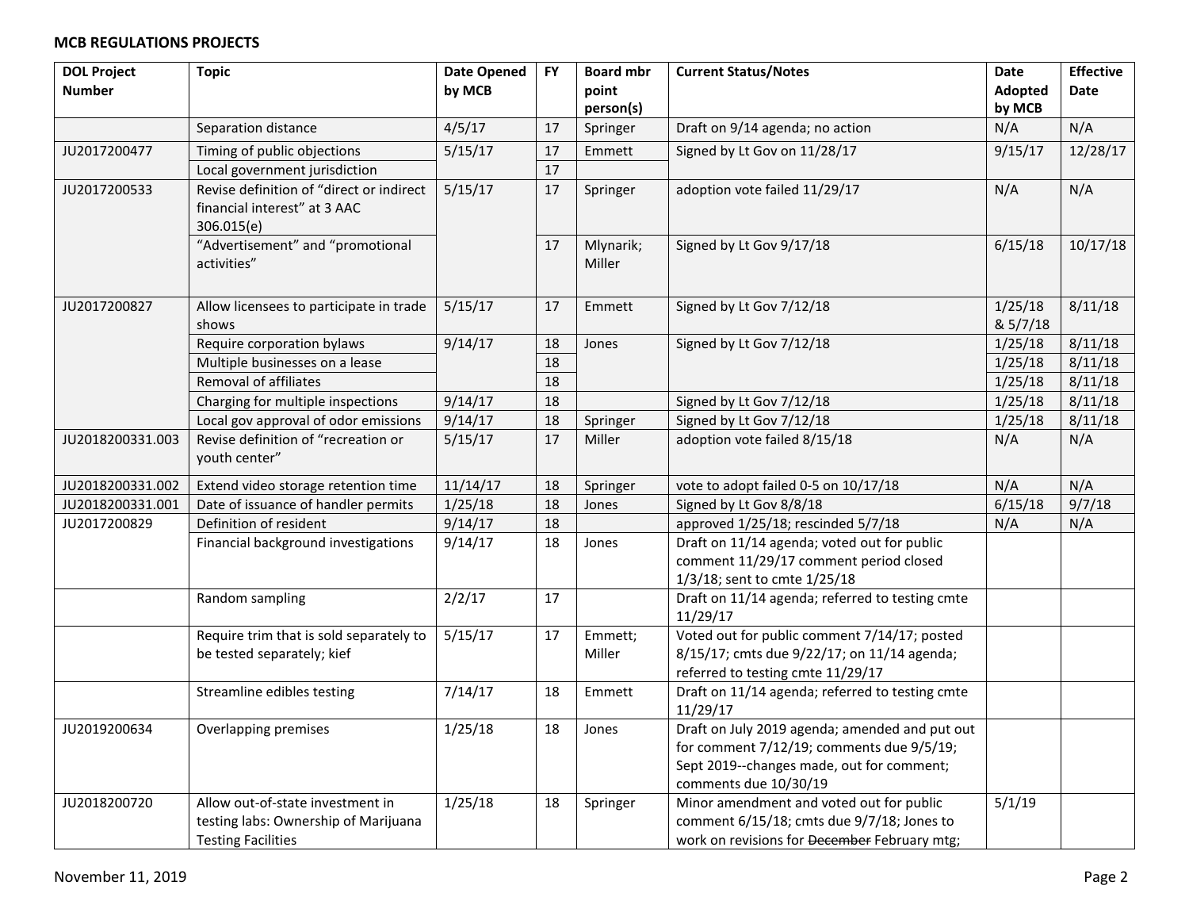**MCB REGULATIONS PROJECTS**

| DOL Project Number | Topic | Date Opened by MCB | FY | Board mbr point person(s) | Current Status/Notes | Date Adopted by MCB | Effective Date |
|---|---|---|---|---|---|---|---|
| | Separation distance | 4/5/17 | 17 | Springer | Draft on 9/14 agenda; no action | N/A | N/A |
| JU2017200477 | Timing of public objections | 5/15/17 | 17 | Emmett | Signed by Lt Gov on 11/28/17 | 9/15/17 | 12/28/17 |
| | Local government jurisdiction | | 17 | | | | |
| JU2017200533 | Revise definition of "direct or indirect financial interest" at 3 AAC 306.015(e) | 5/15/17 | 17 | Springer | adoption vote failed 11/29/17 | N/A | N/A |
| | "Advertisement" and "promotional activities" | | 17 | Mlynarik; Miller | Signed by Lt Gov 9/17/18 | 6/15/18 | 10/17/18 |
| JU2017200827 | Allow licensees to participate in trade shows | 5/15/17 | 17 | Emmett | Signed by Lt Gov 7/12/18 | 1/25/18 & 5/7/18 | 8/11/18 |
| | Require corporation bylaws | 9/14/17 | 18 | Jones | Signed by Lt Gov 7/12/18 | 1/25/18 | 8/11/18 |
| | Multiple businesses on a lease | | 18 | | | 1/25/18 | 8/11/18 |
| | Removal of affiliates | | 18 | | | 1/25/18 | 8/11/18 |
| | Charging for multiple inspections | 9/14/17 | 18 | | Signed by Lt Gov 7/12/18 | 1/25/18 | 8/11/18 |
| | Local gov approval of odor emissions | 9/14/17 | 18 | Springer | Signed by Lt Gov 7/12/18 | 1/25/18 | 8/11/18 |
| JU2018200331.003 | Revise definition of "recreation or youth center" | 5/15/17 | 17 | Miller | adoption vote failed 8/15/18 | N/A | N/A |
| JU2018200331.002 | Extend video storage retention time | 11/14/17 | 18 | Springer | vote to adopt failed 0-5 on 10/17/18 | N/A | N/A |
| JU2018200331.001 | Date of issuance of handler permits | 1/25/18 | 18 | Jones | Signed by Lt Gov 8/8/18 | 6/15/18 | 9/7/18 |
| JU2017200829 | Definition of resident | 9/14/17 | 18 | | approved 1/25/18; rescinded 5/7/18 | N/A | N/A |
| | Financial background investigations | 9/14/17 | 18 | Jones | Draft on 11/14 agenda; voted out for public comment 11/29/17 comment period closed 1/3/18; sent to cmte 1/25/18 | | |
| | Random sampling | 2/2/17 | 17 | | Draft on 11/14 agenda; referred to testing cmte 11/29/17 | | |
| | Require trim that is sold separately to be tested separately; kief | 5/15/17 | 17 | Emmett; Miller | Voted out for public comment 7/14/17; posted 8/15/17; cmts due 9/22/17; on 11/14 agenda; referred to testing cmte 11/29/17 | | |
| | Streamline edibles testing | 7/14/17 | 18 | Emmett | Draft on 11/14 agenda; referred to testing cmte 11/29/17 | | |
| JU2019200634 | Overlapping premises | 1/25/18 | 18 | Jones | Draft on July 2019 agenda; amended and put out for comment 7/12/19; comments due 9/5/19; Sept 2019--changes made, out for comment; comments due 10/30/19 | | |
| JU2018200720 | Allow out-of-state investment in testing labs: Ownership of Marijuana Testing Facilities | 1/25/18 | 18 | Springer | Minor amendment and voted out for public comment 6/15/18; cmts due 9/7/18; Jones to work on revisions for ~~December~~ February mtg; | 5/1/19 | |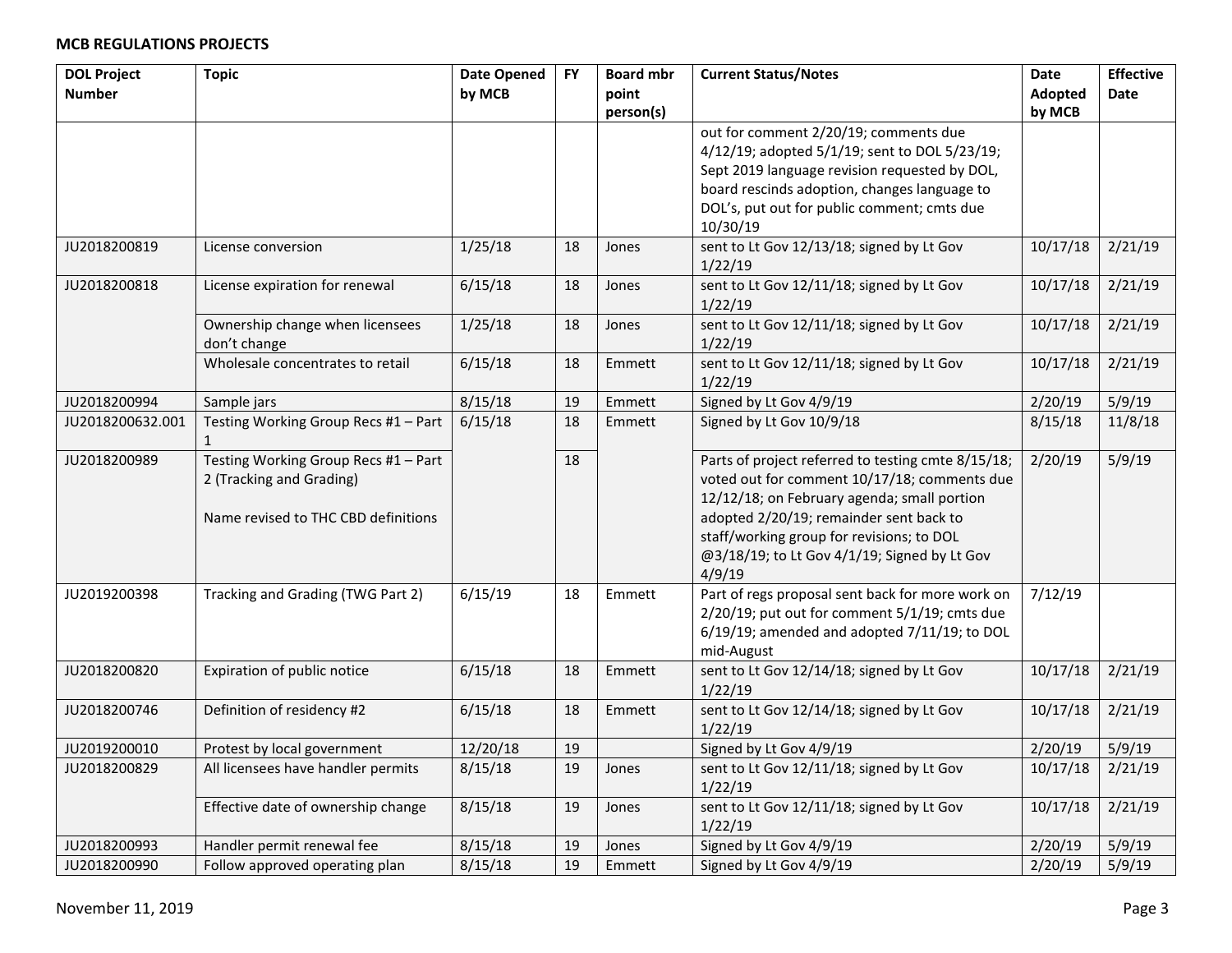**MCB REGULATIONS PROJECTS**

| DOL Project Number | Topic | Date Opened by MCB | FY | Board mbr point person(s) | Current Status/Notes | Date Adopted by MCB | Effective Date |
|---|---|---|---|---|---|---|---|
| | | | | | out for comment 2/20/19; comments due 4/12/19; adopted 5/1/19; sent to DOL 5/23/19; Sept 2019 language revision requested by DOL, board rescinds adoption, changes language to DOL's, put out for public comment; cmts due 10/30/19 | | |
| JU2018200819 | License conversion | 1/25/18 | 18 | Jones | sent to Lt Gov 12/13/18; signed by Lt Gov 1/22/19 | 10/17/18 | 2/21/19 |
| JU2018200818 | License expiration for renewal | 6/15/18 | 18 | Jones | sent to Lt Gov 12/11/18; signed by Lt Gov 1/22/19 | 10/17/18 | 2/21/19 |
| | Ownership change when licensees don't change | 1/25/18 | 18 | Jones | sent to Lt Gov 12/11/18; signed by Lt Gov 1/22/19 | 10/17/18 | 2/21/19 |
| | Wholesale concentrates to retail | 6/15/18 | 18 | Emmett | sent to Lt Gov 12/11/18; signed by Lt Gov 1/22/19 | 10/17/18 | 2/21/19 |
| JU2018200994 | Sample jars | 8/15/18 | 19 | Emmett | Signed by Lt Gov 4/9/19 | 2/20/19 | 5/9/19 |
| JU2018200632.001 | Testing Working Group Recs #1 – Part 1 | 6/15/18 | 18 | Emmett | Signed by Lt Gov 10/9/18 | 8/15/18 | 11/8/18 |
| JU2018200989 | Testing Working Group Recs #1 – Part 2 (Tracking and Grading)<br><br>Name revised to THC CBD definitions | | 18 | | Parts of project referred to testing cmte 8/15/18; voted out for comment 10/17/18; comments due 12/12/18; on February agenda; small portion adopted 2/20/19; remainder sent back to staff/working group for revisions; to DOL @3/18/19; to Lt Gov 4/1/19; Signed by Lt Gov 4/9/19 | 2/20/19 | 5/9/19 |
| JU2019200398 | Tracking and Grading (TWG Part 2) | 6/15/19 | 18 | Emmett | Part of regs proposal sent back for more work on 2/20/19; put out for comment 5/1/19; cmts due 6/19/19; amended and adopted 7/11/19; to DOL mid-August | 7/12/19 | |
| JU2018200820 | Expiration of public notice | 6/15/18 | 18 | Emmett | sent to Lt Gov 12/14/18; signed by Lt Gov 1/22/19 | 10/17/18 | 2/21/19 |
| JU2018200746 | Definition of residency #2 | 6/15/18 | 18 | Emmett | sent to Lt Gov 12/14/18; signed by Lt Gov 1/22/19 | 10/17/18 | 2/21/19 |
| JU2019200010 | Protest by local government | 12/20/18 | 19 | | Signed by Lt Gov 4/9/19 | 2/20/19 | 5/9/19 |
| JU2018200829 | All licensees have handler permits | 8/15/18 | 19 | Jones | sent to Lt Gov 12/11/18; signed by Lt Gov 1/22/19 | 10/17/18 | 2/21/19 |
| | Effective date of ownership change | 8/15/18 | 19 | Jones | sent to Lt Gov 12/11/18; signed by Lt Gov 1/22/19 | 10/17/18 | 2/21/19 |
| JU2018200993 | Handler permit renewal fee | 8/15/18 | 19 | Jones | Signed by Lt Gov 4/9/19 | 2/20/19 | 5/9/19 |
| JU2018200990 | Follow approved operating plan | 8/15/18 | 19 | Emmett | Signed by Lt Gov 4/9/19 | 2/20/19 | 5/9/19 |

November 11, 2019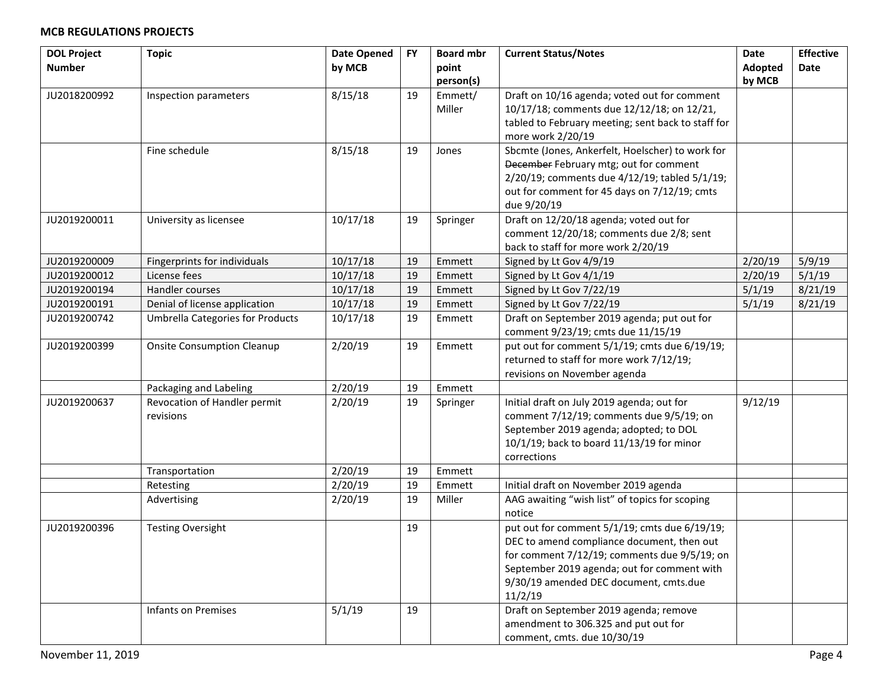**MCB REGULATIONS PROJECTS**

| DOL Project Number | Topic | Date Opened by MCB | FY | Board mbr point person(s) | Current Status/Notes | Date Adopted by MCB | Effective Date |
|---|---|---|---|---|---|---|---|
| JU2018200992 | Inspection parameters | 8/15/18 | 19 | Emmett/ Miller | Draft on 10/16 agenda; voted out for comment 10/17/18; comments due 12/12/18; on 12/21, tabled to February meeting; sent back to staff for more work 2/20/19 | | |
| | Fine schedule | 8/15/18 | 19 | Jones | Sbcmte (Jones, Ankerfelt, Hoelscher) to work for ~~December~~ February mtg; out for comment 2/20/19; comments due 4/12/19; tabled 5/1/19; out for comment for 45 days on 7/12/19; cmts due 9/20/19 | | |
| JU2019200011 | University as licensee | 10/17/18 | 19 | Springer | Draft on 12/20/18 agenda; voted out for comment 12/20/18; comments due 2/8; sent back to staff for more work 2/20/19 | | |
| JU2019200009 | Fingerprints for individuals | 10/17/18 | 19 | Emmett | Signed by Lt Gov 4/9/19 | 2/20/19 | 5/9/19 |
| JU2019200012 | License fees | 10/17/18 | 19 | Emmett | Signed by Lt Gov 4/1/19 | 2/20/19 | 5/1/19 |
| JU2019200194 | Handler courses | 10/17/18 | 19 | Emmett | Signed by Lt Gov 7/22/19 | 5/1/19 | 8/21/19 |
| JU2019200191 | Denial of license application | 10/17/18 | 19 | Emmett | Signed by Lt Gov 7/22/19 | 5/1/19 | 8/21/19 |
| JU2019200742 | Umbrella Categories for Products | 10/17/18 | 19 | Emmett | Draft on September 2019 agenda; put out for comment 9/23/19; cmts due 11/15/19 | | |
| JU2019200399 | Onsite Consumption Cleanup | 2/20/19 | 19 | Emmett | put out for comment 5/1/19; cmts due 6/19/19; returned to staff for more work 7/12/19; revisions on November agenda | | |
| | Packaging and Labeling | 2/20/19 | 19 | Emmett | | | |
| JU2019200637 | Revocation of Handler permit revisions | 2/20/19 | 19 | Springer | Initial draft on July 2019 agenda; out for comment 7/12/19; comments due 9/5/19; on September 2019 agenda; adopted; to DOL 10/1/19; back to board 11/13/19 for minor corrections | 9/12/19 | |
| | Transportation | 2/20/19 | 19 | Emmett | | | |
| | Retesting | 2/20/19 | 19 | Emmett | Initial draft on November 2019 agenda | | |
| | Advertising | 2/20/19 | 19 | Miller | AAG awaiting "wish list" of topics for scoping notice | | |
| JU2019200396 | Testing Oversight | | 19 | | put out for comment 5/1/19; cmts due 6/19/19; DEC to amend compliance document, then out for comment 7/12/19; comments due 9/5/19; on September 2019 agenda; out for comment with 9/30/19 amended DEC document, cmts.due 11/2/19 | | |
| | Infants on Premises | 5/1/19 | 19 | | Draft on September 2019 agenda; remove amendment to 306.325 and put out for comment, cmts. due 10/30/19 | | |

November 11, 2019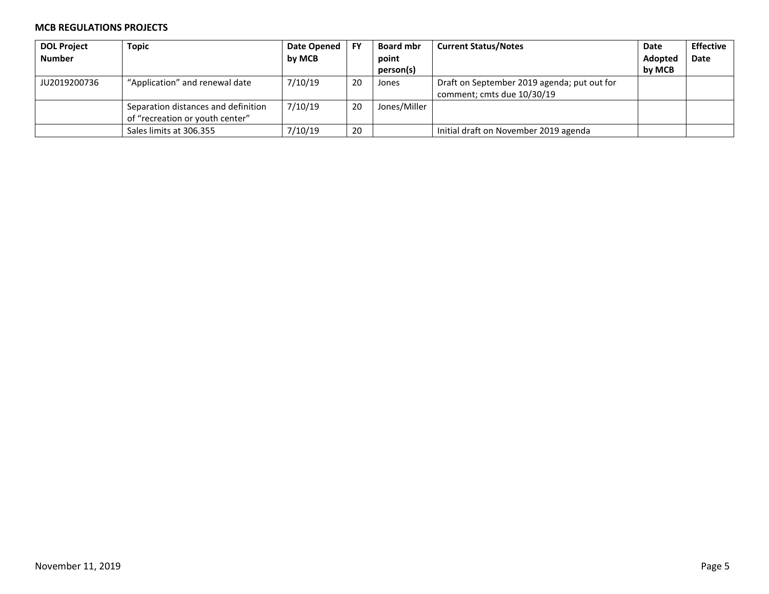**MCB REGULATIONS PROJECTS**

| DOL Project Number | Topic | Date Opened by MCB | FY | Board mbr point person(s) | Current Status/Notes | Date Adopted by MCB | Effective Date |
|---|---|---|---|---|---|---|---|
| JU2019200736 | "Application" and renewal date | 7/10/19 | 20 | Jones | Draft on September 2019 agenda; put out for comment; cmts due 10/30/19 | | |
| | Separation distances and definition of "recreation or youth center" | 7/10/19 | 20 | Jones/Miller | | | |
| | Sales limits at 306.355 | 7/10/19 | 20 | | Initial draft on November 2019 agenda | | |

November 11, 2019